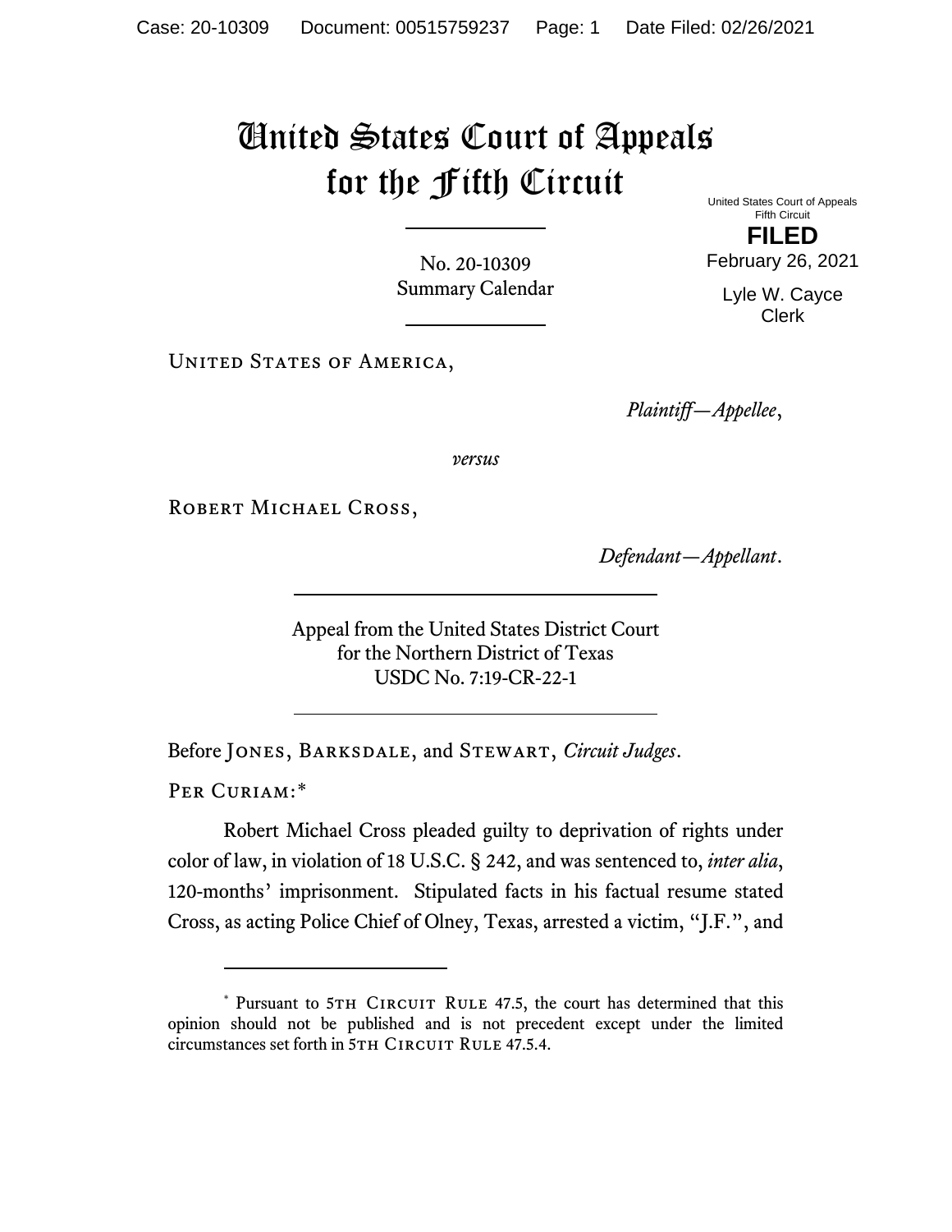# United States Court of Appeals for the Fifth Circuit

United States Court of Appeals
Fifth Circuit

**FILED**

February 26, 2021

Lyle W. Cayce
Clerk

No. 20-10309
Summary Calendar

United States of America,

*Plaintiff—Appellee*,

*versus*

Robert Michael Cross,

*Defendant—Appellant*.

Appeal from the United States District Court
for the Northern District of Texas
USDC No. 7:19-CR-22-1

Before Jones, Barksdale, and Stewart, *Circuit Judges*.

Per Curiam:*

Robert Michael Cross pleaded guilty to deprivation of rights under color of law, in violation of 18 U.S.C. § 242, and was sentenced to, *inter alia*, 120-months' imprisonment. Stipulated facts in his factual resume stated Cross, as acting Police Chief of Olney, Texas, arrested a victim, "J.F.", and

---

* Pursuant to 5th Circuit Rule 47.5, the court has determined that this opinion should not be published and is not precedent except under the limited circumstances set forth in 5th Circuit Rule 47.5.4.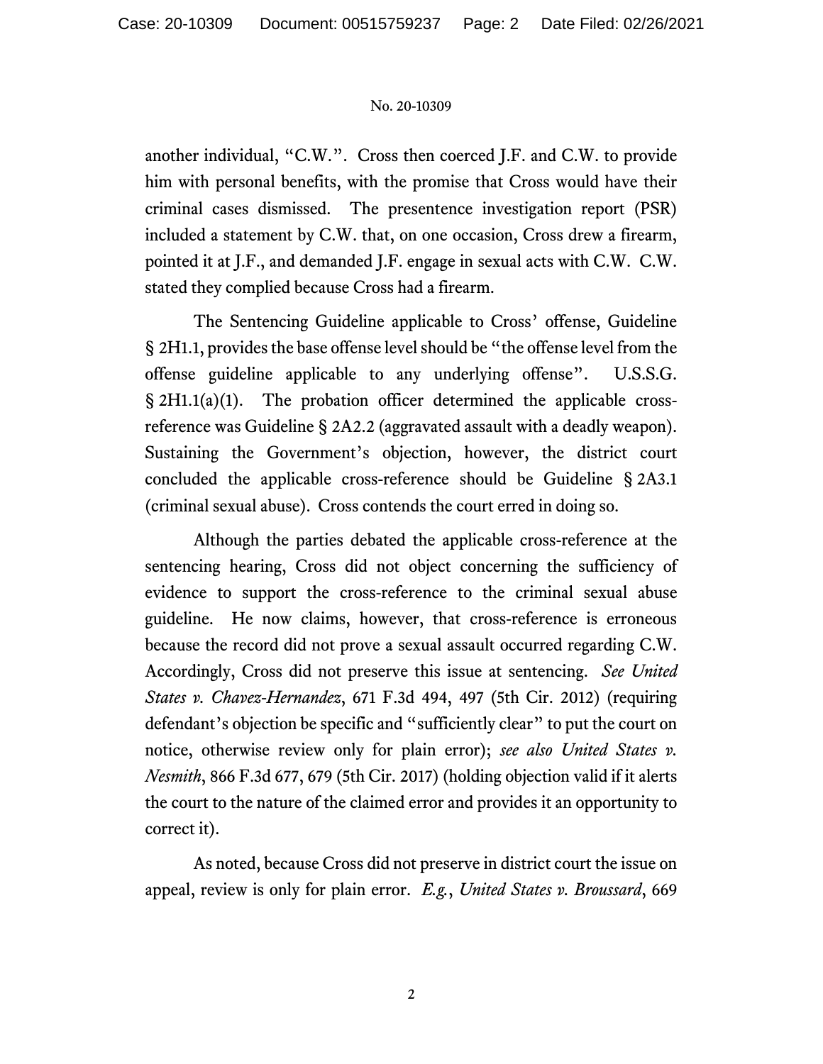another individual, "C.W.". Cross then coerced J.F. and C.W. to provide him with personal benefits, with the promise that Cross would have their criminal cases dismissed. The presentence investigation report (PSR) included a statement by C.W. that, on one occasion, Cross drew a firearm, pointed it at J.F., and demanded J.F. engage in sexual acts with C.W. C.W. stated they complied because Cross had a firearm.

The Sentencing Guideline applicable to Cross' offense, Guideline § 2H1.1, provides the base offense level should be "the offense level from the offense guideline applicable to any underlying offense". U.S.S.G. § 2H1.1(a)(1). The probation officer determined the applicable cross-reference was Guideline § 2A2.2 (aggravated assault with a deadly weapon). Sustaining the Government's objection, however, the district court concluded the applicable cross-reference should be Guideline § 2A3.1 (criminal sexual abuse). Cross contends the court erred in doing so.

Although the parties debated the applicable cross-reference at the sentencing hearing, Cross did not object concerning the sufficiency of evidence to support the cross-reference to the criminal sexual abuse guideline. He now claims, however, that cross-reference is erroneous because the record did not prove a sexual assault occurred regarding C.W. Accordingly, Cross did not preserve this issue at sentencing. *See United States v. Chavez-Hernandez*, 671 F.3d 494, 497 (5th Cir. 2012) (requiring defendant's objection be specific and "sufficiently clear" to put the court on notice, otherwise review only for plain error); *see also United States v. Nesmith*, 866 F.3d 677, 679 (5th Cir. 2017) (holding objection valid if it alerts the court to the nature of the claimed error and provides it an opportunity to correct it).

As noted, because Cross did not preserve in district court the issue on appeal, review is only for plain error. *E.g.*, *United States v. Broussard*, 669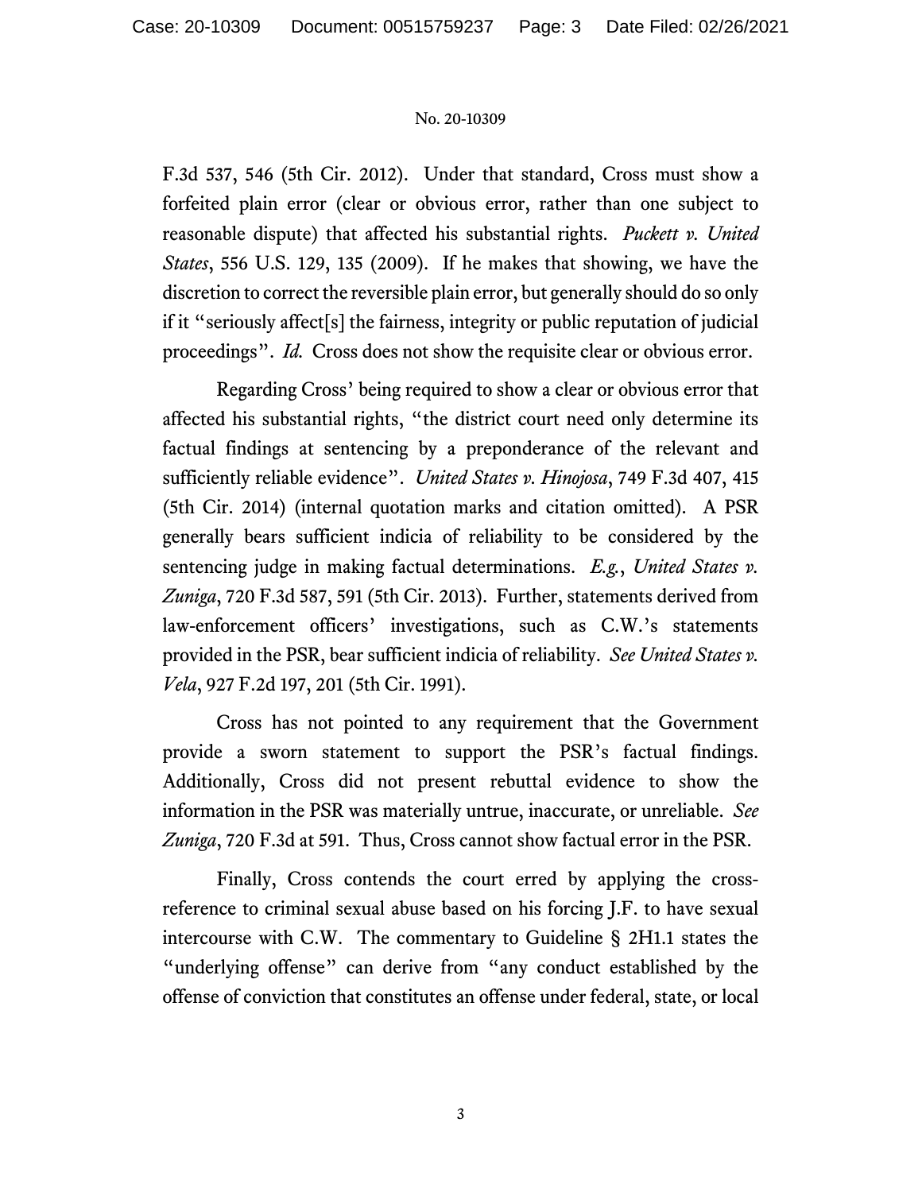F.3d 537, 546 (5th Cir. 2012). Under that standard, Cross must show a forfeited plain error (clear or obvious error, rather than one subject to reasonable dispute) that affected his substantial rights. *Puckett v. United States*, 556 U.S. 129, 135 (2009). If he makes that showing, we have the discretion to correct the reversible plain error, but generally should do so only if it "seriously affect[s] the fairness, integrity or public reputation of judicial proceedings". *Id.* Cross does not show the requisite clear or obvious error.

Regarding Cross' being required to show a clear or obvious error that affected his substantial rights, "the district court need only determine its factual findings at sentencing by a preponderance of the relevant and sufficiently reliable evidence". *United States v. Hinojosa*, 749 F.3d 407, 415 (5th Cir. 2014) (internal quotation marks and citation omitted). A PSR generally bears sufficient indicia of reliability to be considered by the sentencing judge in making factual determinations. *E.g.*, *United States v. Zuniga*, 720 F.3d 587, 591 (5th Cir. 2013). Further, statements derived from law-enforcement officers' investigations, such as C.W.'s statements provided in the PSR, bear sufficient indicia of reliability. *See United States v. Vela*, 927 F.2d 197, 201 (5th Cir. 1991).

Cross has not pointed to any requirement that the Government provide a sworn statement to support the PSR's factual findings. Additionally, Cross did not present rebuttal evidence to show the information in the PSR was materially untrue, inaccurate, or unreliable. *See Zuniga*, 720 F.3d at 591. Thus, Cross cannot show factual error in the PSR.

Finally, Cross contends the court erred by applying the cross-reference to criminal sexual abuse based on his forcing J.F. to have sexual intercourse with C.W. The commentary to Guideline § 2H1.1 states the "underlying offense" can derive from "any conduct established by the offense of conviction that constitutes an offense under federal, state, or local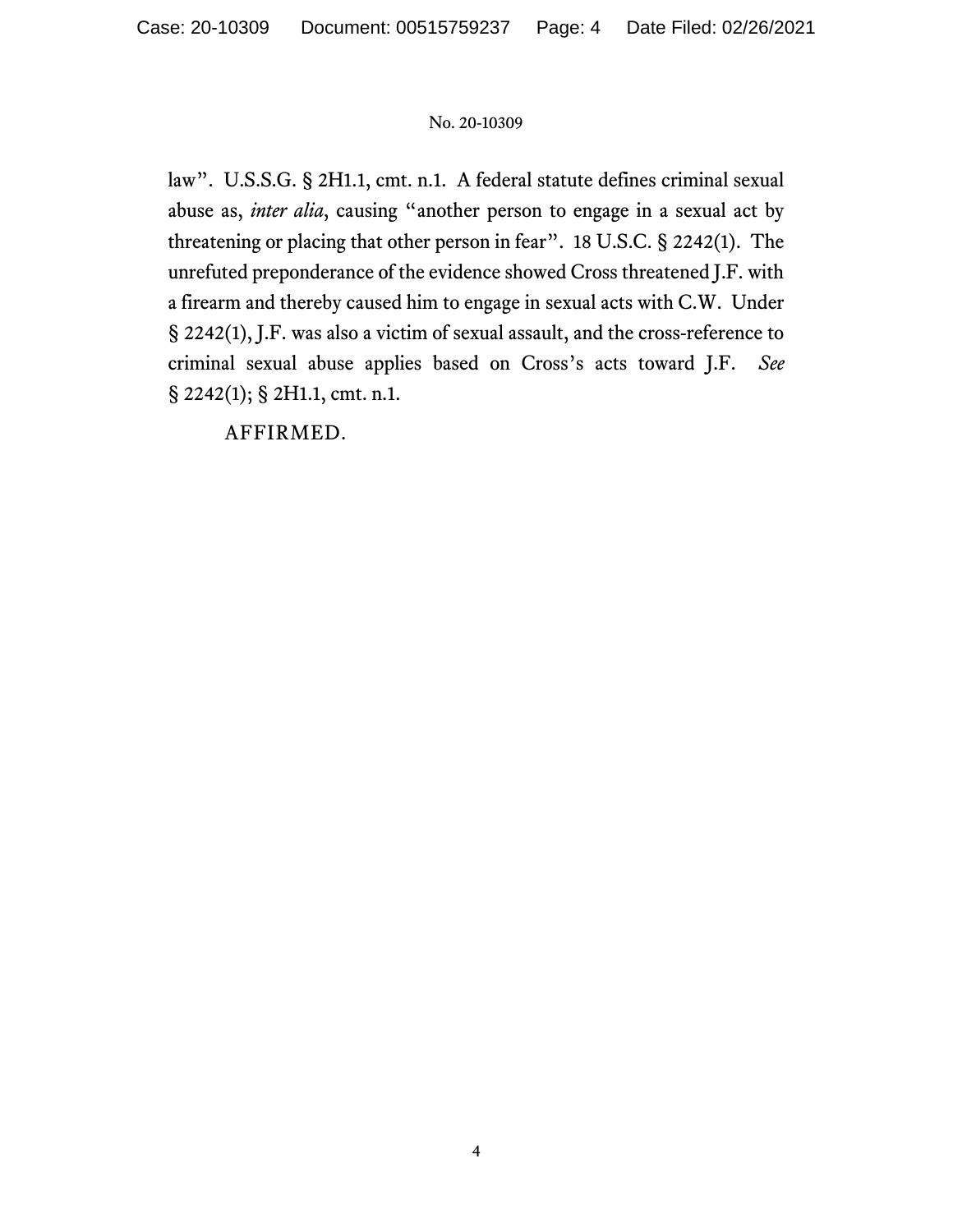law". U.S.S.G. § 2H1.1, cmt. n.1. A federal statute defines criminal sexual abuse as, *inter alia*, causing "another person to engage in a sexual act by threatening or placing that other person in fear". 18 U.S.C. § 2242(1). The unrefuted preponderance of the evidence showed Cross threatened J.F. with a firearm and thereby caused him to engage in sexual acts with C.W. Under § 2242(1), J.F. was also a victim of sexual assault, and the cross-reference to criminal sexual abuse applies based on Cross's acts toward J.F. *See* § 2242(1); § 2H1.1, cmt. n.1.

AFFIRMED.